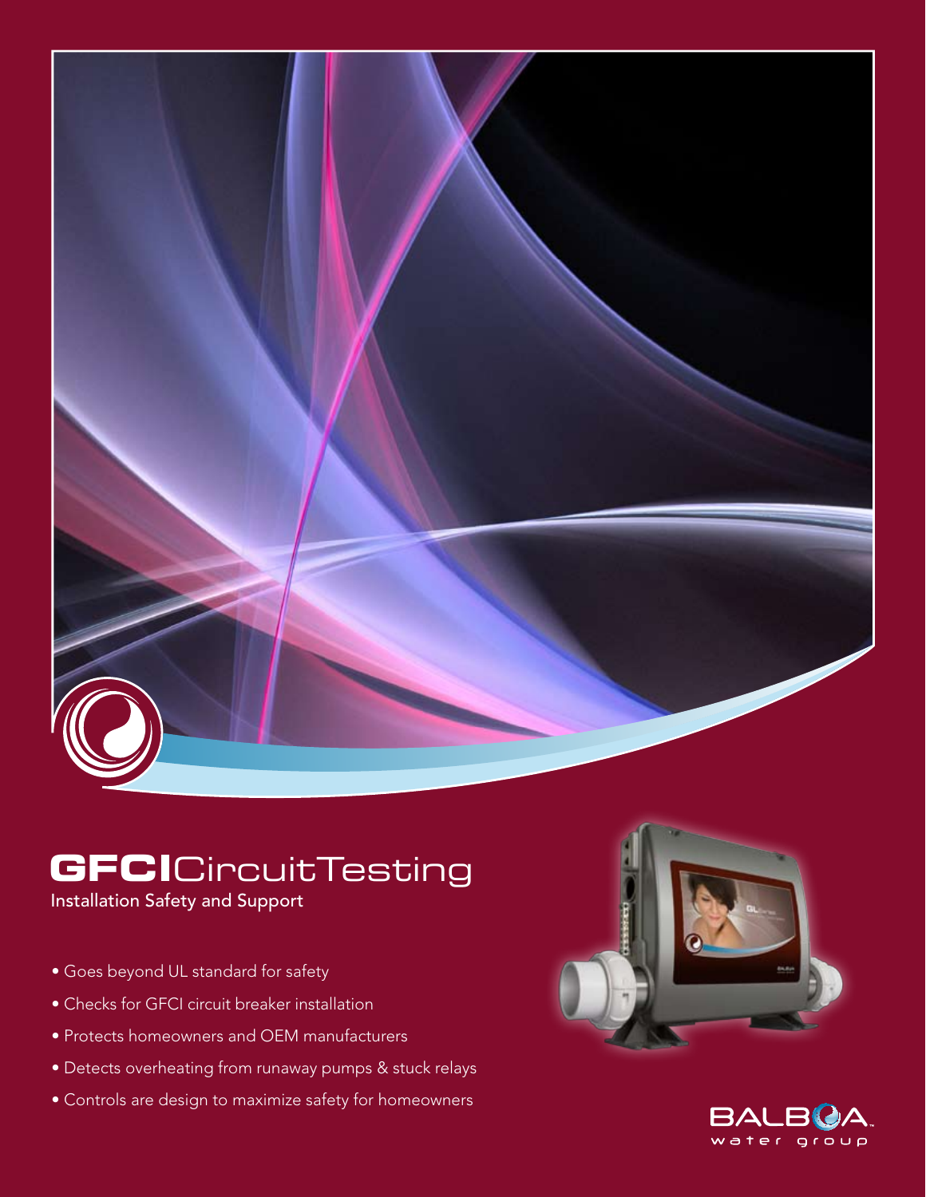# GFCI Circuit Testing

Installation Safety and Support

- Goes beyond UL standard for safety
- Checks for GFCI circuit breaker installation
- Protects homeowners and OEM manufacturers
- Detects overheating from runaway pumps & stuck relays
- Controls are design to maximize safety for homeowners

BALBOA water group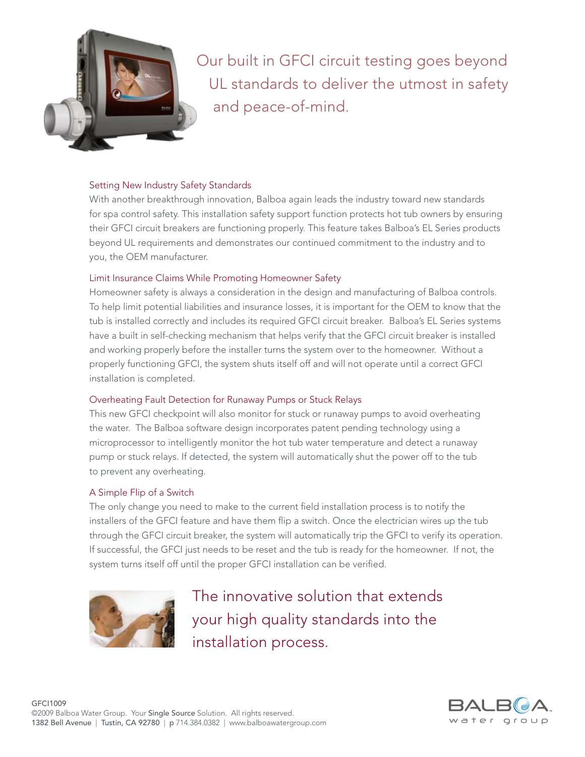Our built in GFCI circuit testing goes beyond UL standards to deliver the utmost in safety and peace-of-mind.

### Setting New Industry Safety Standards

With another breakthrough innovation, Balboa again leads the industry toward new standards for spa control safety. This installation safety support function protects hot tub owners by ensuring their GFCI circuit breakers are functioning properly. This feature takes Balboa's EL Series products beyond UL requirements and demonstrates our continued commitment to the industry and to you, the OEM manufacturer.

### Limit Insurance Claims While Promoting Homeowner Safety

Homeowner safety is always a consideration in the design and manufacturing of Balboa controls. To help limit potential liabilities and insurance losses, it is important for the OEM to know that the tub is installed correctly and includes its required GFCI circuit breaker. Balboa's EL Series systems have a built in self-checking mechanism that helps verify that the GFCI circuit breaker is installed and working properly before the installer turns the system over to the homeowner. Without a properly functioning GFCI, the system shuts itself off and will not operate until a correct GFCI installation is completed.

### Overheating Fault Detection for Runaway Pumps or Stuck Relays

This new GFCI checkpoint will also monitor for stuck or runaway pumps to avoid overheating the water. The Balboa software design incorporates patent pending technology using a microprocessor to intelligently monitor the hot tub water temperature and detect a runaway pump or stuck relays. If detected, the system will automatically shut the power off to the tub to prevent any overheating.

### A Simple Flip of a Switch

The only change you need to make to the current field installation process is to notify the installers of the GFCI feature and have them flip a switch. Once the electrician wires up the tub through the GFCI circuit breaker, the system will automatically trip the GFCI to verify its operation. If successful, the GFCI just needs to be reset and the tub is ready for the homeowner. If not, the system turns itself off until the proper GFCI installation can be verified.

The innovative solution that extends your high quality standards into the installation process.

GFCI1009
©2009 Balboa Water Group. Your **Single Source** Solution. All rights reserved.
1382 Bell Avenue | Tustin, CA 92780 | p 714.384.0382 | www.balboawatergroup.com

BALBOA water group